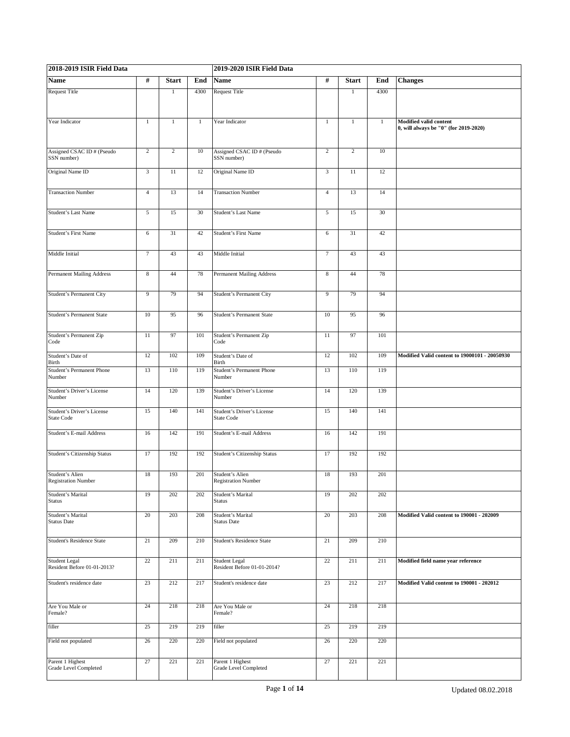| 2018-2019 ISIR Field Data | | | | 2019-2020 ISIR Field Data | | | | |
|---|---|---|---|---|---|---|---|---|
| **Name** | **#** | **Start** | **End** | **Name** | **#** | **Start** | **End** | **Changes** |
| Request Title | | 1 | 4300 | Request Title | | 1 | 4300 | |
| Year Indicator | 1 | 1 | 1 | Year Indicator | 1 | 1 | 1 | **Modified valid content 0, will always be "0" (for 2019-2020)** |
| Assigned CSAC ID # (Pseudo SSN number) | 2 | 2 | 10 | Assigned CSAC ID # (Pseudo SSN number) | 2 | 2 | 10 | |
| Original Name ID | 3 | 11 | 12 | Original Name ID | 3 | 11 | 12 | |
| Transaction Number | 4 | 13 | 14 | Transaction Number | 4 | 13 | 14 | |
| Student's Last Name | 5 | 15 | 30 | Student's Last Name | 5 | 15 | 30 | |
| Student's First Name | 6 | 31 | 42 | Student's First Name | 6 | 31 | 42 | |
| Middle Initial | 7 | 43 | 43 | Middle Initial | 7 | 43 | 43 | |
| Permanent Mailing Address | 8 | 44 | 78 | Permanent Mailing Address | 8 | 44 | 78 | |
| Student's Permanent City | 9 | 79 | 94 | Student's Permanent City | 9 | 79 | 94 | |
| Student's Permanent State | 10 | 95 | 96 | Student's Permanent State | 10 | 95 | 96 | |
| Student's Permanent Zip Code | 11 | 97 | 101 | Student's Permanent Zip Code | 11 | 97 | 101 | |
| Student's Date of Birth | 12 | 102 | 109 | Student's Date of Birth | 12 | 102 | 109 | **Modified Valid content to 19000101 - 20050930** |
| Student's Permanent Phone Number | 13 | 110 | 119 | Student's Permanent Phone Number | 13 | 110 | 119 | |
| Student's Driver's License Number | 14 | 120 | 139 | Student's Driver's License Number | 14 | 120 | 139 | |
| Student's Driver's License State Code | 15 | 140 | 141 | Student's Driver's License State Code | 15 | 140 | 141 | |
| Student's E-mail Address | 16 | 142 | 191 | Student's E-mail Address | 16 | 142 | 191 | |
| Student's Citizenship Status | 17 | 192 | 192 | Student's Citizenship Status | 17 | 192 | 192 | |
| Student's Alien Registration Number | 18 | 193 | 201 | Student's Alien Registration Number | 18 | 193 | 201 | |
| Student's Marital Status | 19 | 202 | 202 | Student's Marital Status | 19 | 202 | 202 | |
| Student's Marital Status Date | 20 | 203 | 208 | Student's Marital Status Date | 20 | 203 | 208 | **Modified Valid content to 190001 - 202009** |
| Student's Residence State | 21 | 209 | 210 | Student's Residence State | 21 | 209 | 210 | |
| Student Legal Resident Before 01-01-2013? | 22 | 211 | 211 | Student Legal Resident Before 01-01-2014? | 22 | 211 | 211 | **Modified field name year reference** |
| Student's residence date | 23 | 212 | 217 | Student's residence date | 23 | 212 | 217 | **Modified Valid content to 190001 - 202012** |
| Are You Male or Female? | 24 | 218 | 218 | Are You Male or Female? | 24 | 218 | 218 | |
| filler | 25 | 219 | 219 | filler | 25 | 219 | 219 | |
| Field not populated | 26 | 220 | 220 | Field not populated | 26 | 220 | 220 | |
| Parent 1 Highest Grade Level Completed | 27 | 221 | 221 | Parent 1 Highest Grade Level Completed | 27 | 221 | 221 | |

Updated 08.02.2018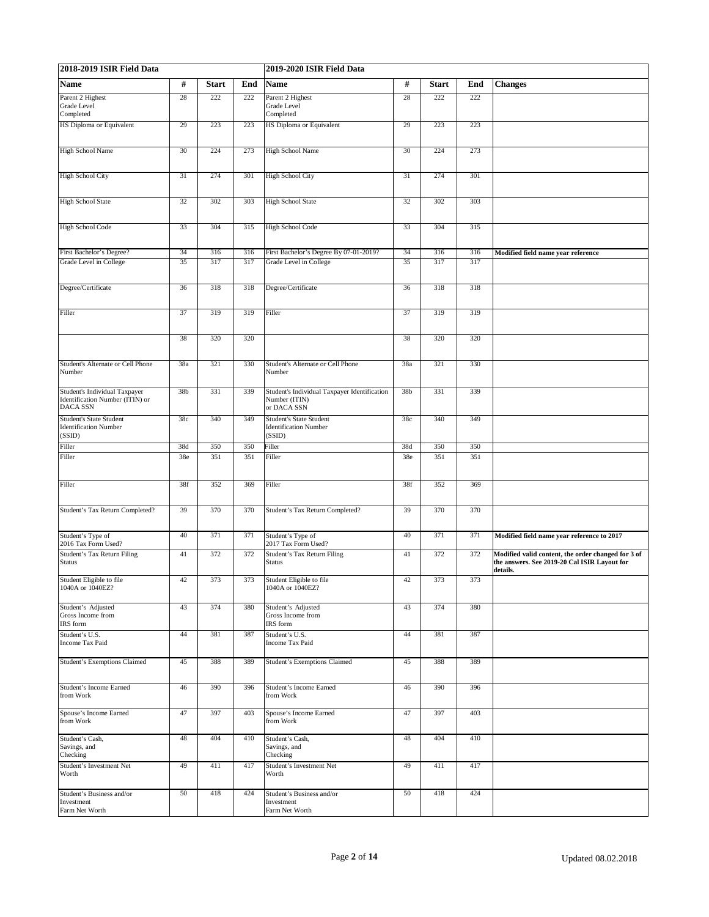| 2018-2019 ISIR Field Data | | | | 2019-2020 ISIR Field Data | | | | |
|---|---|---|---|---|---|---|---|---|
| **Name** | **#** | **Start** | **End** | **Name** | **#** | **Start** | **End** | **Changes** |
| Parent 2 Highest Grade Level Completed | 28 | 222 | 222 | Parent 2 Highest Grade Level Completed | 28 | 222 | 222 | |
| HS Diploma or Equivalent | 29 | 223 | 223 | HS Diploma or Equivalent | 29 | 223 | 223 | |
| High School Name | 30 | 224 | 273 | High School Name | 30 | 224 | 273 | |
| High School City | 31 | 274 | 301 | High School City | 31 | 274 | 301 | |
| High School State | 32 | 302 | 303 | High School State | 32 | 302 | 303 | |
| High School Code | 33 | 304 | 315 | High School Code | 33 | 304 | 315 | |
| First Bachelor's Degree? | 34 | 316 | 316 | First Bachelor's Degree By 07-01-2019? | 34 | 316 | 316 | **Modified field name year reference** |
| Grade Level in College | 35 | 317 | 317 | Grade Level in College | 35 | 317 | 317 | |
| Degree/Certificate | 36 | 318 | 318 | Degree/Certificate | 36 | 318 | 318 | |
| Filler | 37 | 319 | 319 | Filler | 37 | 319 | 319 | |
| | 38 | 320 | 320 | | 38 | 320 | 320 | |
| Student's Alternate or Cell Phone Number | 38a | 321 | 330 | Student's Alternate or Cell Phone Number | 38a | 321 | 330 | |
| Student's Individual Taxpayer Identification Number (ITIN) or DACA SSN | 38b | 331 | 339 | Student's Individual Taxpayer Identification Number (ITIN) or DACA SSN | 38b | 331 | 339 | |
| Student's State Student Identification Number (SSID) | 38c | 340 | 349 | Student's State Student Identification Number (SSID) | 38c | 340 | 349 | |
| Filler | 38d | 350 | 350 | Filler | 38d | 350 | 350 | |
| Filler | 38e | 351 | 351 | Filler | 38e | 351 | 351 | |
| Filler | 38f | 352 | 369 | Filler | 38f | 352 | 369 | |
| Student's Tax Return Completed? | 39 | 370 | 370 | Student's Tax Return Completed? | 39 | 370 | 370 | |
| Student's Type of 2016 Tax Form Used? | 40 | 371 | 371 | Student's Type of 2017 Tax Form Used? | 40 | 371 | 371 | **Modified field name year reference to 2017** |
| Student's Tax Return Filing Status | 41 | 372 | 372 | Student's Tax Return Filing Status | 41 | 372 | 372 | **Modified valid content, the order changed for 3 of the answers. See 2019-20 Cal ISIR Layout for details.** |
| Student Eligible to file 1040A or 1040EZ? | 42 | 373 | 373 | Student Eligible to file 1040A or 1040EZ? | 42 | 373 | 373 | |
| Student's Adjusted Gross Income from IRS form | 43 | 374 | 380 | Student's Adjusted Gross Income from IRS form | 43 | 374 | 380 | |
| Student's U.S. Income Tax Paid | 44 | 381 | 387 | Student's U.S. Income Tax Paid | 44 | 381 | 387 | |
| Student's Exemptions Claimed | 45 | 388 | 389 | Student's Exemptions Claimed | 45 | 388 | 389 | |
| Student's Income Earned from Work | 46 | 390 | 396 | Student's Income Earned from Work | 46 | 390 | 396 | |
| Spouse's Income Earned from Work | 47 | 397 | 403 | Spouse's Income Earned from Work | 47 | 397 | 403 | |
| Student's Cash, Savings, and Checking | 48 | 404 | 410 | Student's Cash, Savings, and Checking | 48 | 404 | 410 | |
| Student's Investment Net Worth | 49 | 411 | 417 | Student's Investment Net Worth | 49 | 411 | 417 | |
| Student's Business and/or Investment Farm Net Worth | 50 | 418 | 424 | Student's Business and/or Investment Farm Net Worth | 50 | 418 | 424 | |

Updated 08.02.2018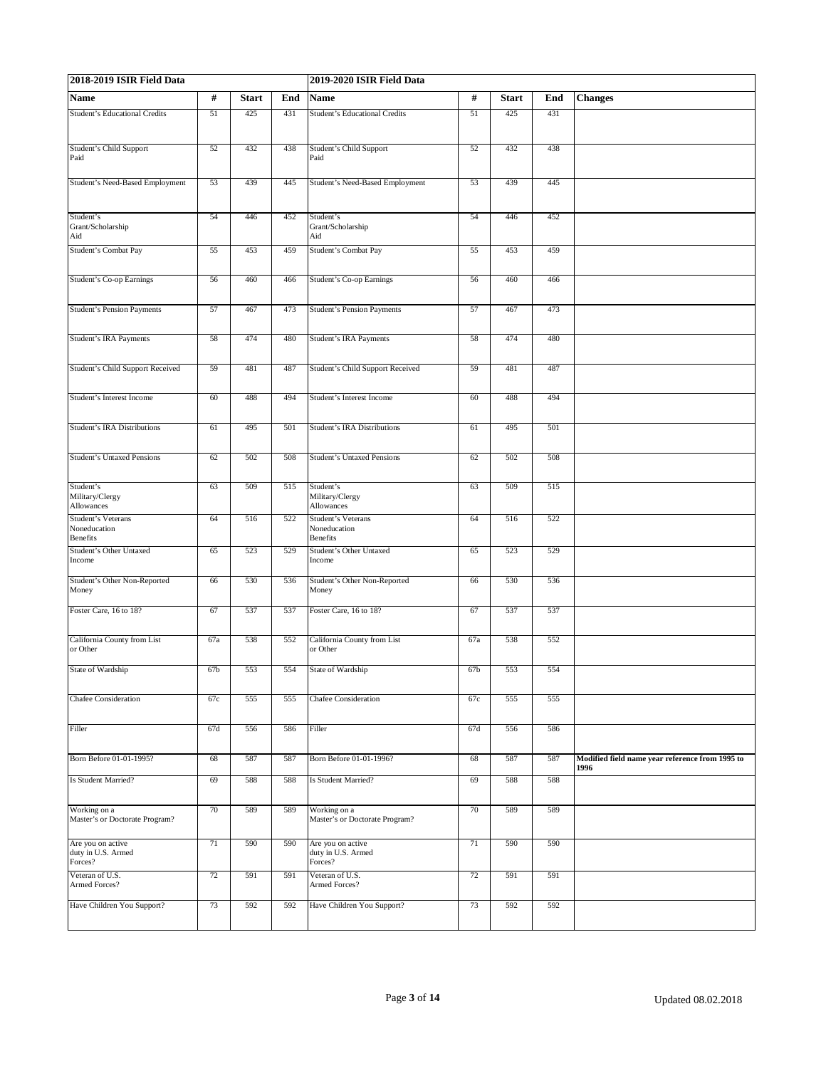| 2018-2019 ISIR Field Data | | | | 2019-2020 ISIR Field Data | | | | |
|---|---|---|---|---|---|---|---|---|
| **Name** | **#** | **Start** | **End** | **Name** | **#** | **Start** | **End** | **Changes** |
| Student's Educational Credits | 51 | 425 | 431 | Student's Educational Credits | 51 | 425 | 431 | |
| Student's Child Support Paid | 52 | 432 | 438 | Student's Child Support Paid | 52 | 432 | 438 | |
| Student's Need-Based Employment | 53 | 439 | 445 | Student's Need-Based Employment | 53 | 439 | 445 | |
| Student's Grant/Scholarship Aid | 54 | 446 | 452 | Student's Grant/Scholarship Aid | 54 | 446 | 452 | |
| Student's Combat Pay | 55 | 453 | 459 | Student's Combat Pay | 55 | 453 | 459 | |
| Student's Co-op Earnings | 56 | 460 | 466 | Student's Co-op Earnings | 56 | 460 | 466 | |
| Student's Pension Payments | 57 | 467 | 473 | Student's Pension Payments | 57 | 467 | 473 | |
| Student's IRA Payments | 58 | 474 | 480 | Student's IRA Payments | 58 | 474 | 480 | |
| Student's Child Support Received | 59 | 481 | 487 | Student's Child Support Received | 59 | 481 | 487 | |
| Student's Interest Income | 60 | 488 | 494 | Student's Interest Income | 60 | 488 | 494 | |
| Student's IRA Distributions | 61 | 495 | 501 | Student's IRA Distributions | 61 | 495 | 501 | |
| Student's Untaxed Pensions | 62 | 502 | 508 | Student's Untaxed Pensions | 62 | 502 | 508 | |
| Student's Military/Clergy Allowances | 63 | 509 | 515 | Student's Military/Clergy Allowances | 63 | 509 | 515 | |
| Student's Veterans Noneducation Benefits | 64 | 516 | 522 | Student's Veterans Noneducation Benefits | 64 | 516 | 522 | |
| Student's Other Untaxed Income | 65 | 523 | 529 | Student's Other Untaxed Income | 65 | 523 | 529 | |
| Student's Other Non-Reported Money | 66 | 530 | 536 | Student's Other Non-Reported Money | 66 | 530 | 536 | |
| Foster Care, 16 to 18? | 67 | 537 | 537 | Foster Care, 16 to 18? | 67 | 537 | 537 | |
| California County from List or Other | 67a | 538 | 552 | California County from List or Other | 67a | 538 | 552 | |
| State of Wardship | 67b | 553 | 554 | State of Wardship | 67b | 553 | 554 | |
| Chafee Consideration | 67c | 555 | 555 | Chafee Consideration | 67c | 555 | 555 | |
| Filler | 67d | 556 | 586 | Filler | 67d | 556 | 586 | |
| Born Before 01-01-1995? | 68 | 587 | 587 | Born Before 01-01-1996? | 68 | 587 | 587 | **Modified field name year reference from 1995 to 1996** |
| Is Student Married? | 69 | 588 | 588 | Is Student Married? | 69 | 588 | 588 | |
| Working on a Master's or Doctorate Program? | 70 | 589 | 589 | Working on a Master's or Doctorate Program? | 70 | 589 | 589 | |
| Are you on active duty in U.S. Armed Forces? | 71 | 590 | 590 | Are you on active duty in U.S. Armed Forces? | 71 | 590 | 590 | |
| Veteran of U.S. Armed Forces? | 72 | 591 | 591 | Veteran of U.S. Armed Forces? | 72 | 591 | 591 | |
| Have Children You Support? | 73 | 592 | 592 | Have Children You Support? | 73 | 592 | 592 | |

Updated 08.02.2018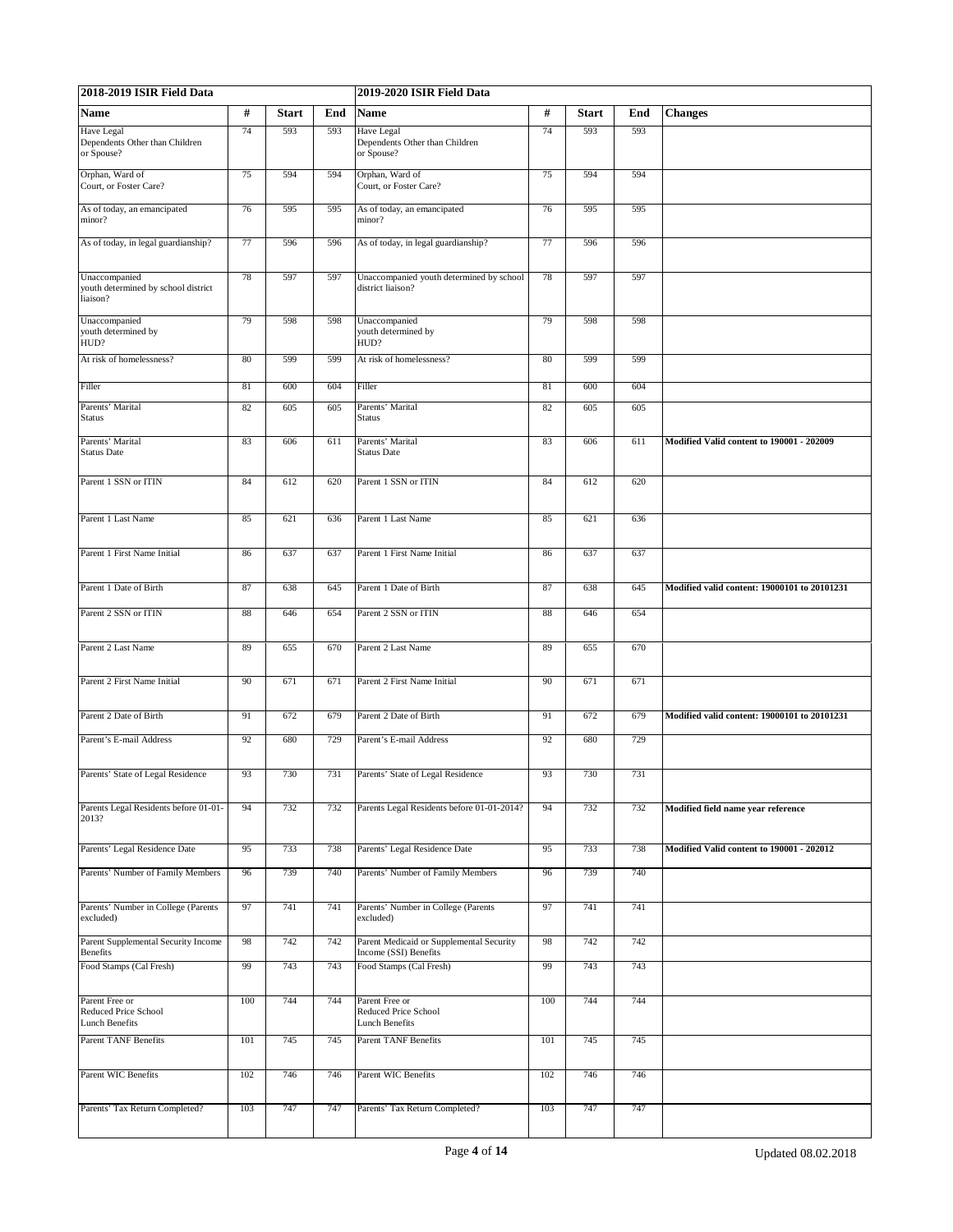| 2018-2019 ISIR Field Data | | | | 2019-2020 ISIR Field Data | | | | |
|---|---|---|---|---|---|---|---|---|
| **Name** | **#** | **Start** | **End** | **Name** | **#** | **Start** | **End** | **Changes** |
| Have Legal Dependents Other than Children or Spouse? | 74 | 593 | 593 | Have Legal Dependents Other than Children or Spouse? | 74 | 593 | 593 | |
| Orphan, Ward of Court, or Foster Care? | 75 | 594 | 594 | Orphan, Ward of Court, or Foster Care? | 75 | 594 | 594 | |
| As of today, an emancipated minor? | 76 | 595 | 595 | As of today, an emancipated minor? | 76 | 595 | 595 | |
| As of today, in legal guardianship? | 77 | 596 | 596 | As of today, in legal guardianship? | 77 | 596 | 596 | |
| Unaccompanied youth determined by school district liaison? | 78 | 597 | 597 | Unaccompanied youth determined by school district liaison? | 78 | 597 | 597 | |
| Unaccompanied youth determined by HUD? | 79 | 598 | 598 | Unaccompanied youth determined by HUD? | 79 | 598 | 598 | |
| At risk of homelessness? | 80 | 599 | 599 | At risk of homelessness? | 80 | 599 | 599 | |
| Filler | 81 | 600 | 604 | Filler | 81 | 600 | 604 | |
| Parents' Marital Status | 82 | 605 | 605 | Parents' Marital Status | 82 | 605 | 605 | |
| Parents' Marital Status Date | 83 | 606 | 611 | Parents' Marital Status Date | 83 | 606 | 611 | **Modified Valid content to 190001 - 202009** |
| Parent 1 SSN or ITIN | 84 | 612 | 620 | Parent 1 SSN or ITIN | 84 | 612 | 620 | |
| Parent 1 Last Name | 85 | 621 | 636 | Parent 1 Last Name | 85 | 621 | 636 | |
| Parent 1 First Name Initial | 86 | 637 | 637 | Parent 1 First Name Initial | 86 | 637 | 637 | |
| Parent 1 Date of Birth | 87 | 638 | 645 | Parent 1 Date of Birth | 87 | 638 | 645 | **Modified valid content: 19000101 to 20101231** |
| Parent 2 SSN or ITIN | 88 | 646 | 654 | Parent 2 SSN or ITIN | 88 | 646 | 654 | |
| Parent 2 Last Name | 89 | 655 | 670 | Parent 2 Last Name | 89 | 655 | 670 | |
| Parent 2 First Name Initial | 90 | 671 | 671 | Parent 2 First Name Initial | 90 | 671 | 671 | |
| Parent 2 Date of Birth | 91 | 672 | 679 | Parent 2 Date of Birth | 91 | 672 | 679 | **Modified valid content: 19000101 to 20101231** |
| Parent's E-mail Address | 92 | 680 | 729 | Parent's E-mail Address | 92 | 680 | 729 | |
| Parents' State of Legal Residence | 93 | 730 | 731 | Parents' State of Legal Residence | 93 | 730 | 731 | |
| Parents Legal Residents before 01-01-2013? | 94 | 732 | 732 | Parents Legal Residents before 01-01-2014? | 94 | 732 | 732 | **Modified field name year reference** |
| Parents' Legal Residence Date | 95 | 733 | 738 | Parents' Legal Residence Date | 95 | 733 | 738 | **Modified Valid content to 190001 - 202012** |
| Parents' Number of Family Members | 96 | 739 | 740 | Parents' Number of Family Members | 96 | 739 | 740 | |
| Parents' Number in College (Parents excluded) | 97 | 741 | 741 | Parents' Number in College (Parents excluded) | 97 | 741 | 741 | |
| Parent Supplemental Security Income Benefits | 98 | 742 | 742 | Parent Medicaid or Supplemental Security Income (SSI) Benefits | 98 | 742 | 742 | |
| Food Stamps (Cal Fresh) | 99 | 743 | 743 | Food Stamps (Cal Fresh) | 99 | 743 | 743 | |
| Parent Free or Reduced Price School Lunch Benefits | 100 | 744 | 744 | Parent Free or Reduced Price School Lunch Benefits | 100 | 744 | 744 | |
| Parent TANF Benefits | 101 | 745 | 745 | Parent TANF Benefits | 101 | 745 | 745 | |
| Parent WIC Benefits | 102 | 746 | 746 | Parent WIC Benefits | 102 | 746 | 746 | |
| Parents' Tax Return Completed? | 103 | 747 | 747 | Parents' Tax Return Completed? | 103 | 747 | 747 | |

Updated 08.02.2018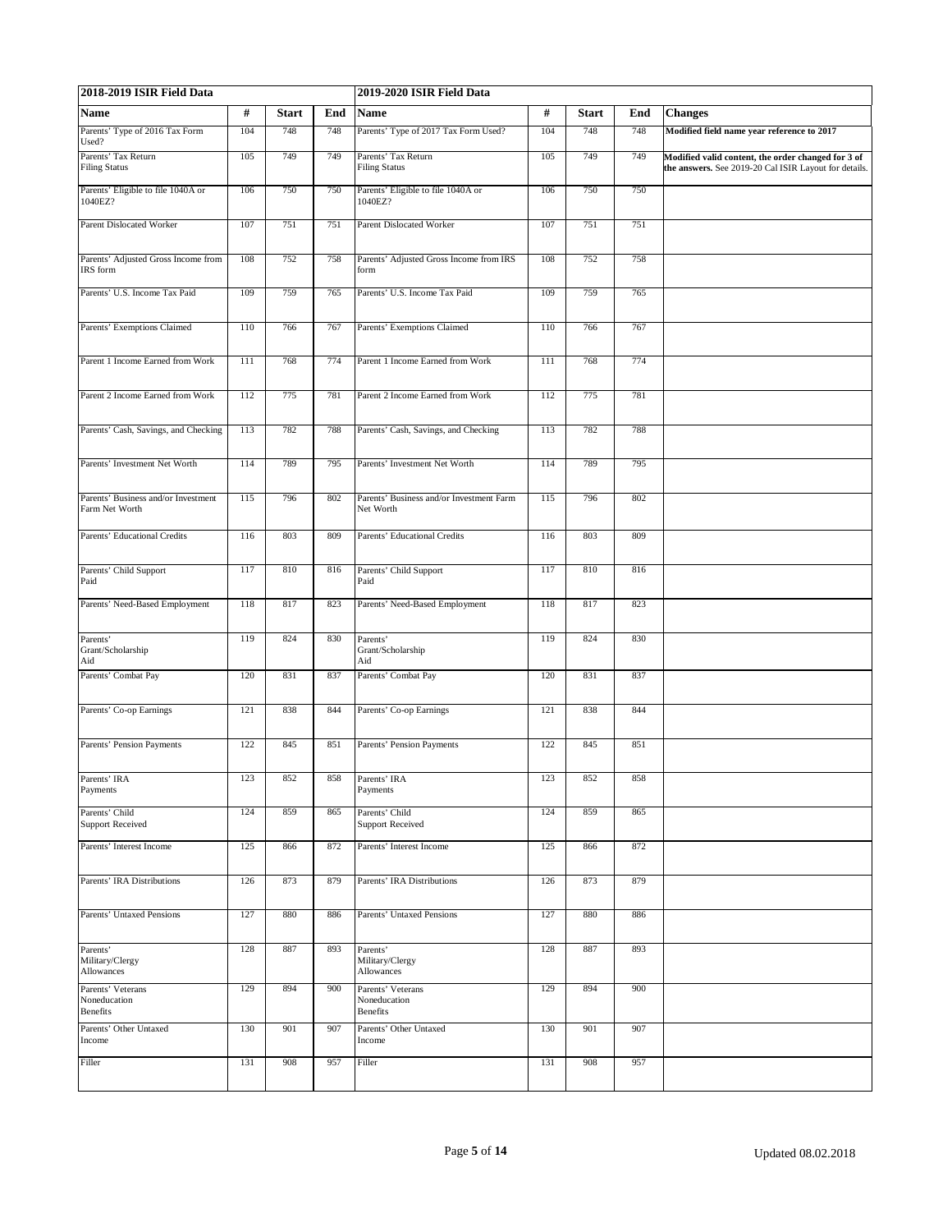| 2018-2019 ISIR Field Data | | | | 2019-2020 ISIR Field Data | | | | |
|---|---|---|---|---|---|---|---|---|
| **Name** | **#** | **Start** | **End** | **Name** | **#** | **Start** | **End** | **Changes** |
| Parents' Type of 2016 Tax Form Used? | 104 | 748 | 748 | Parents' Type of 2017 Tax Form Used? | 104 | 748 | 748 | **Modified field name year reference to 2017** |
| Parents' Tax Return Filing Status | 105 | 749 | 749 | Parents' Tax Return Filing Status | 105 | 749 | 749 | **Modified valid content, the order changed for 3 of the answers.** See 2019-20 Cal ISIR Layout for details. |
| Parents' Eligible to file 1040A or 1040EZ? | 106 | 750 | 750 | Parents' Eligible to file 1040A or 1040EZ? | 106 | 750 | 750 | |
| Parent Dislocated Worker | 107 | 751 | 751 | Parent Dislocated Worker | 107 | 751 | 751 | |
| Parents' Adjusted Gross Income from IRS form | 108 | 752 | 758 | Parents' Adjusted Gross Income from IRS form | 108 | 752 | 758 | |
| Parents' U.S. Income Tax Paid | 109 | 759 | 765 | Parents' U.S. Income Tax Paid | 109 | 759 | 765 | |
| Parents' Exemptions Claimed | 110 | 766 | 767 | Parents' Exemptions Claimed | 110 | 766 | 767 | |
| Parent 1 Income Earned from Work | 111 | 768 | 774 | Parent 1 Income Earned from Work | 111 | 768 | 774 | |
| Parent 2 Income Earned from Work | 112 | 775 | 781 | Parent 2 Income Earned from Work | 112 | 775 | 781 | |
| Parents' Cash, Savings, and Checking | 113 | 782 | 788 | Parents' Cash, Savings, and Checking | 113 | 782 | 788 | |
| Parents' Investment Net Worth | 114 | 789 | 795 | Parents' Investment Net Worth | 114 | 789 | 795 | |
| Parents' Business and/or Investment Farm Net Worth | 115 | 796 | 802 | Parents' Business and/or Investment Farm Net Worth | 115 | 796 | 802 | |
| Parents' Educational Credits | 116 | 803 | 809 | Parents' Educational Credits | 116 | 803 | 809 | |
| Parents' Child Support Paid | 117 | 810 | 816 | Parents' Child Support Paid | 117 | 810 | 816 | |
| Parents' Need-Based Employment | 118 | 817 | 823 | Parents' Need-Based Employment | 118 | 817 | 823 | |
| Parents' Grant/Scholarship Aid | 119 | 824 | 830 | Parents' Grant/Scholarship Aid | 119 | 824 | 830 | |
| Parents' Combat Pay | 120 | 831 | 837 | Parents' Combat Pay | 120 | 831 | 837 | |
| Parents' Co-op Earnings | 121 | 838 | 844 | Parents' Co-op Earnings | 121 | 838 | 844 | |
| Parents' Pension Payments | 122 | 845 | 851 | Parents' Pension Payments | 122 | 845 | 851 | |
| Parents' IRA Payments | 123 | 852 | 858 | Parents' IRA Payments | 123 | 852 | 858 | |
| Parents' Child Support Received | 124 | 859 | 865 | Parents' Child Support Received | 124 | 859 | 865 | |
| Parents' Interest Income | 125 | 866 | 872 | Parents' Interest Income | 125 | 866 | 872 | |
| Parents' IRA Distributions | 126 | 873 | 879 | Parents' IRA Distributions | 126 | 873 | 879 | |
| Parents' Untaxed Pensions | 127 | 880 | 886 | Parents' Untaxed Pensions | 127 | 880 | 886 | |
| Parents' Military/Clergy Allowances | 128 | 887 | 893 | Parents' Military/Clergy Allowances | 128 | 887 | 893 | |
| Parents' Veterans Noneducation Benefits | 129 | 894 | 900 | Parents' Veterans Noneducation Benefits | 129 | 894 | 900 | |
| Parents' Other Untaxed Income | 130 | 901 | 907 | Parents' Other Untaxed Income | 130 | 901 | 907 | |
| Filler | 131 | 908 | 957 | Filler | 131 | 908 | 957 | |

Updated 08.02.2018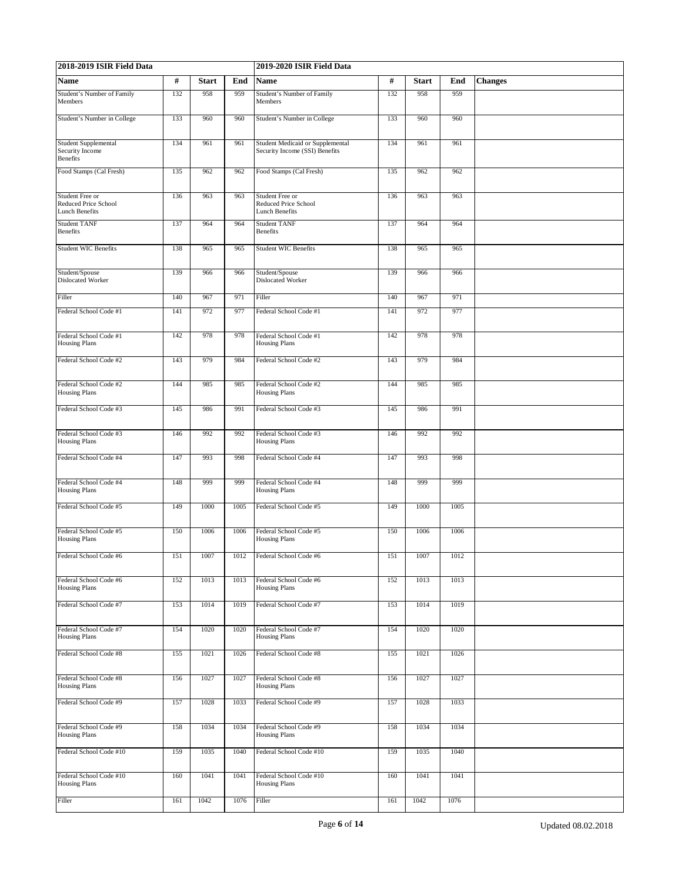| 2018-2019 ISIR Field Data | | | | 2019-2020 ISIR Field Data | | | | |
|---|---|---|---|---|---|---|---|---|
| **Name** | **#** | **Start** | **End** | **Name** | **#** | **Start** | **End** | **Changes** |
| Student's Number of Family Members | 132 | 958 | 959 | Student's Number of Family Members | 132 | 958 | 959 | |
| Student's Number in College | 133 | 960 | 960 | Student's Number in College | 133 | 960 | 960 | |
| Student Supplemental Security Income Benefits | 134 | 961 | 961 | Student Medicaid or Supplemental Security Income (SSI) Benefits | 134 | 961 | 961 | |
| Food Stamps (Cal Fresh) | 135 | 962 | 962 | Food Stamps (Cal Fresh) | 135 | 962 | 962 | |
| Student Free or Reduced Price School Lunch Benefits | 136 | 963 | 963 | Student Free or Reduced Price School Lunch Benefits | 136 | 963 | 963 | |
| Student TANF Benefits | 137 | 964 | 964 | Student TANF Benefits | 137 | 964 | 964 | |
| Student WIC Benefits | 138 | 965 | 965 | Student WIC Benefits | 138 | 965 | 965 | |
| Student/Spouse Dislocated Worker | 139 | 966 | 966 | Student/Spouse Dislocated Worker | 139 | 966 | 966 | |
| Filler | 140 | 967 | 971 | Filler | 140 | 967 | 971 | |
| Federal School Code #1 | 141 | 972 | 977 | Federal School Code #1 | 141 | 972 | 977 | |
| Federal School Code #1 Housing Plans | 142 | 978 | 978 | Federal School Code #1 Housing Plans | 142 | 978 | 978 | |
| Federal School Code #2 | 143 | 979 | 984 | Federal School Code #2 | 143 | 979 | 984 | |
| Federal School Code #2 Housing Plans | 144 | 985 | 985 | Federal School Code #2 Housing Plans | 144 | 985 | 985 | |
| Federal School Code #3 | 145 | 986 | 991 | Federal School Code #3 | 145 | 986 | 991 | |
| Federal School Code #3 Housing Plans | 146 | 992 | 992 | Federal School Code #3 Housing Plans | 146 | 992 | 992 | |
| Federal School Code #4 | 147 | 993 | 998 | Federal School Code #4 | 147 | 993 | 998 | |
| Federal School Code #4 Housing Plans | 148 | 999 | 999 | Federal School Code #4 Housing Plans | 148 | 999 | 999 | |
| Federal School Code #5 | 149 | 1000 | 1005 | Federal School Code #5 | 149 | 1000 | 1005 | |
| Federal School Code #5 Housing Plans | 150 | 1006 | 1006 | Federal School Code #5 Housing Plans | 150 | 1006 | 1006 | |
| Federal School Code #6 | 151 | 1007 | 1012 | Federal School Code #6 | 151 | 1007 | 1012 | |
| Federal School Code #6 Housing Plans | 152 | 1013 | 1013 | Federal School Code #6 Housing Plans | 152 | 1013 | 1013 | |
| Federal School Code #7 | 153 | 1014 | 1019 | Federal School Code #7 | 153 | 1014 | 1019 | |
| Federal School Code #7 Housing Plans | 154 | 1020 | 1020 | Federal School Code #7 Housing Plans | 154 | 1020 | 1020 | |
| Federal School Code #8 | 155 | 1021 | 1026 | Federal School Code #8 | 155 | 1021 | 1026 | |
| Federal School Code #8 Housing Plans | 156 | 1027 | 1027 | Federal School Code #8 Housing Plans | 156 | 1027 | 1027 | |
| Federal School Code #9 | 157 | 1028 | 1033 | Federal School Code #9 | 157 | 1028 | 1033 | |
| Federal School Code #9 Housing Plans | 158 | 1034 | 1034 | Federal School Code #9 Housing Plans | 158 | 1034 | 1034 | |
| Federal School Code #10 | 159 | 1035 | 1040 | Federal School Code #10 | 159 | 1035 | 1040 | |
| Federal School Code #10 Housing Plans | 160 | 1041 | 1041 | Federal School Code #10 Housing Plans | 160 | 1041 | 1041 | |
| Filler | 161 | 1042 | 1076 | Filler | 161 | 1042 | 1076 | |

Updated 08.02.2018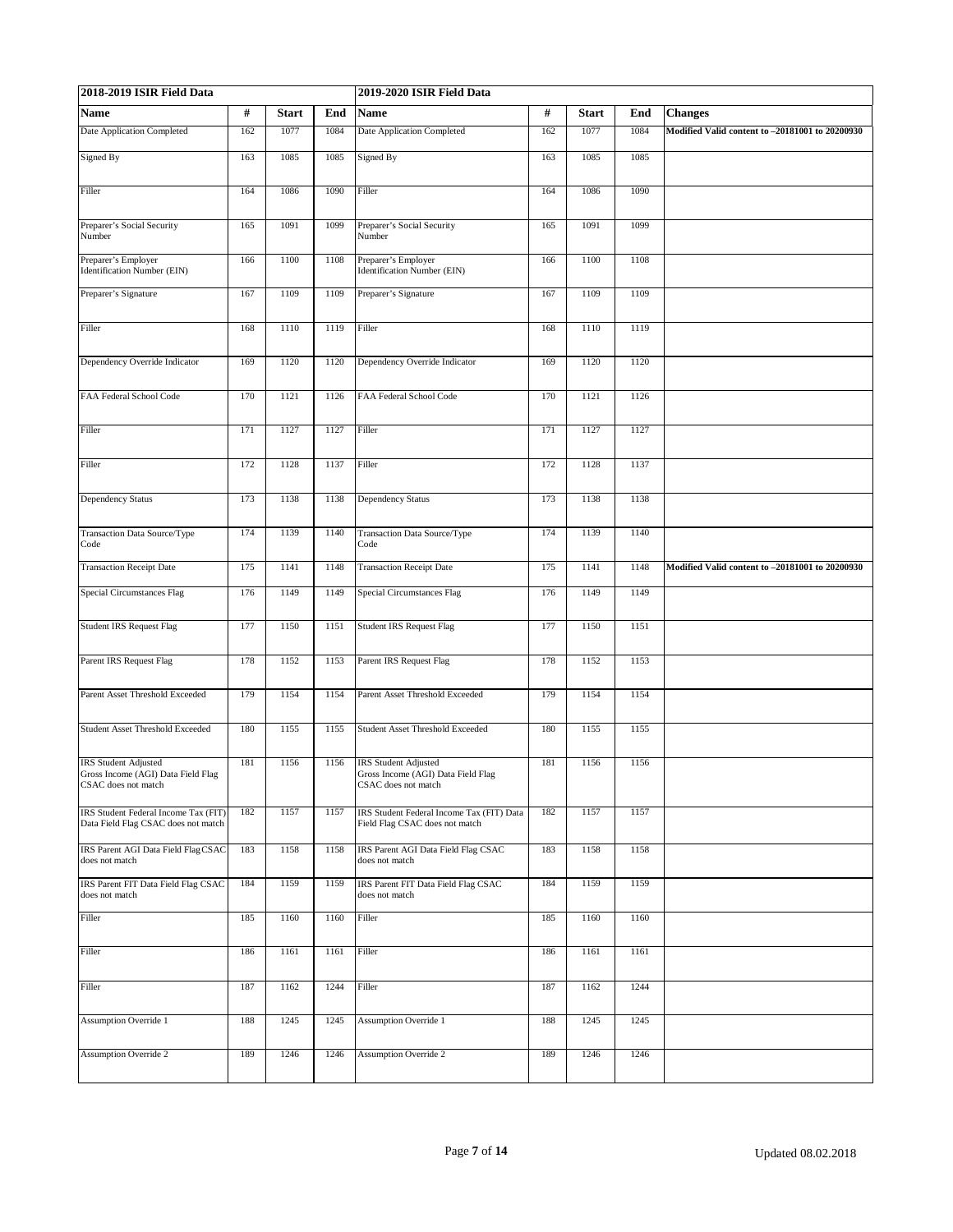| 2018-2019 ISIR Field Data | | | | 2019-2020 ISIR Field Data | | | | |
|---|---|---|---|---|---|---|---|---|
| **Name** | **#** | **Start** | **End** | **Name** | **#** | **Start** | **End** | **Changes** |
| Date Application Completed | 162 | 1077 | 1084 | Date Application Completed | 162 | 1077 | 1084 | **Modified Valid content to –20181001 to 20200930** |
| Signed By | 163 | 1085 | 1085 | Signed By | 163 | 1085 | 1085 | |
| Filler | 164 | 1086 | 1090 | Filler | 164 | 1086 | 1090 | |
| Preparer's Social Security Number | 165 | 1091 | 1099 | Preparer's Social Security Number | 165 | 1091 | 1099 | |
| Preparer's Employer Identification Number (EIN) | 166 | 1100 | 1108 | Preparer's Employer Identification Number (EIN) | 166 | 1100 | 1108 | |
| Preparer's Signature | 167 | 1109 | 1109 | Preparer's Signature | 167 | 1109 | 1109 | |
| Filler | 168 | 1110 | 1119 | Filler | 168 | 1110 | 1119 | |
| Dependency Override Indicator | 169 | 1120 | 1120 | Dependency Override Indicator | 169 | 1120 | 1120 | |
| FAA Federal School Code | 170 | 1121 | 1126 | FAA Federal School Code | 170 | 1121 | 1126 | |
| Filler | 171 | 1127 | 1127 | Filler | 171 | 1127 | 1127 | |
| Filler | 172 | 1128 | 1137 | Filler | 172 | 1128 | 1137 | |
| Dependency Status | 173 | 1138 | 1138 | Dependency Status | 173 | 1138 | 1138 | |
| Transaction Data Source/Type Code | 174 | 1139 | 1140 | Transaction Data Source/Type Code | 174 | 1139 | 1140 | |
| Transaction Receipt Date | 175 | 1141 | 1148 | Transaction Receipt Date | 175 | 1141 | 1148 | **Modified Valid content to –20181001 to 20200930** |
| Special Circumstances Flag | 176 | 1149 | 1149 | Special Circumstances Flag | 176 | 1149 | 1149 | |
| Student IRS Request Flag | 177 | 1150 | 1151 | Student IRS Request Flag | 177 | 1150 | 1151 | |
| Parent IRS Request Flag | 178 | 1152 | 1153 | Parent IRS Request Flag | 178 | 1152 | 1153 | |
| Parent Asset Threshold Exceeded | 179 | 1154 | 1154 | Parent Asset Threshold Exceeded | 179 | 1154 | 1154 | |
| Student Asset Threshold Exceeded | 180 | 1155 | 1155 | Student Asset Threshold Exceeded | 180 | 1155 | 1155 | |
| IRS Student Adjusted Gross Income (AGI) Data Field Flag CSAC does not match | 181 | 1156 | 1156 | IRS Student Adjusted Gross Income (AGI) Data Field Flag CSAC does not match | 181 | 1156 | 1156 | |
| IRS Student Federal Income Tax (FIT) Data Field Flag CSAC does not match | 182 | 1157 | 1157 | IRS Student Federal Income Tax (FIT) Data Field Flag CSAC does not match | 182 | 1157 | 1157 | |
| IRS Parent AGI Data Field Flag CSAC does not match | 183 | 1158 | 1158 | IRS Parent AGI Data Field Flag CSAC does not match | 183 | 1158 | 1158 | |
| IRS Parent FIT Data Field Flag CSAC does not match | 184 | 1159 | 1159 | IRS Parent FIT Data Field Flag CSAC does not match | 184 | 1159 | 1159 | |
| Filler | 185 | 1160 | 1160 | Filler | 185 | 1160 | 1160 | |
| Filler | 186 | 1161 | 1161 | Filler | 186 | 1161 | 1161 | |
| Filler | 187 | 1162 | 1244 | Filler | 187 | 1162 | 1244 | |
| Assumption Override 1 | 188 | 1245 | 1245 | Assumption Override 1 | 188 | 1245 | 1245 | |
| Assumption Override 2 | 189 | 1246 | 1246 | Assumption Override 2 | 189 | 1246 | 1246 | |

Updated 08.02.2018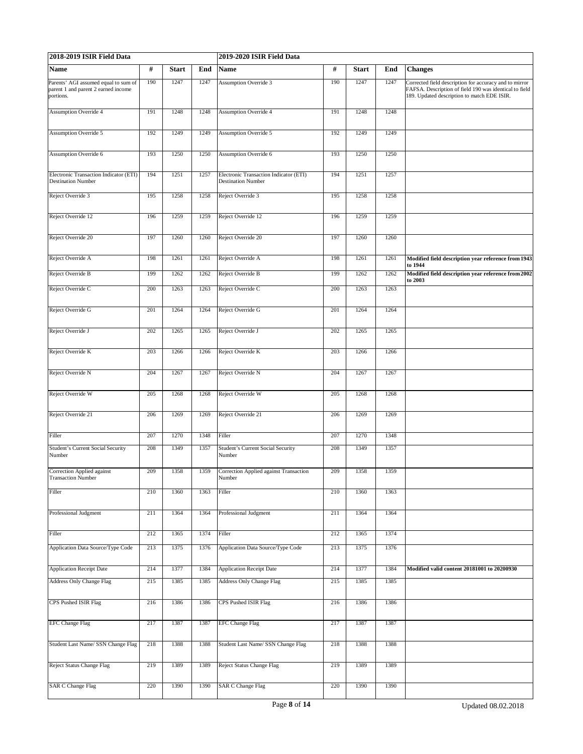| 2018-2019 ISIR Field Data | | | | 2019-2020 ISIR Field Data | | | | |
|---|---|---|---|---|---|---|---|---|
| **Name** | **#** | **Start** | **End** | **Name** | **#** | **Start** | **End** | **Changes** |
| Parents' AGI assumed equal to sum of parent 1 and parent 2 earned income portions. | 190 | 1247 | 1247 | Assumption Override 3 | 190 | 1247 | 1247 | Corrected field description for accuracy and to mirror FAFSA. Description of field 190 was identical to field 189. Updated description to match EDE ISIR. |
| Assumption Override 4 | 191 | 1248 | 1248 | Assumption Override 4 | 191 | 1248 | 1248 | |
| Assumption Override 5 | 192 | 1249 | 1249 | Assumption Override 5 | 192 | 1249 | 1249 | |
| Assumption Override 6 | 193 | 1250 | 1250 | Assumption Override 6 | 193 | 1250 | 1250 | |
| Electronic Transaction Indicator (ETI) Destination Number | 194 | 1251 | 1257 | Electronic Transaction Indicator (ETI) Destination Number | 194 | 1251 | 1257 | |
| Reject Override 3 | 195 | 1258 | 1258 | Reject Override 3 | 195 | 1258 | 1258 | |
| Reject Override 12 | 196 | 1259 | 1259 | Reject Override 12 | 196 | 1259 | 1259 | |
| Reject Override 20 | 197 | 1260 | 1260 | Reject Override 20 | 197 | 1260 | 1260 | |
| Reject Override A | 198 | 1261 | 1261 | Reject Override A | 198 | 1261 | 1261 | **Modified field description year reference from 1943 to 1944** |
| Reject Override B | 199 | 1262 | 1262 | Reject Override B | 199 | 1262 | 1262 | **Modified field description year reference from 2002 to 2003** |
| Reject Override C | 200 | 1263 | 1263 | Reject Override C | 200 | 1263 | 1263 | |
| Reject Override G | 201 | 1264 | 1264 | Reject Override G | 201 | 1264 | 1264 | |
| Reject Override J | 202 | 1265 | 1265 | Reject Override J | 202 | 1265 | 1265 | |
| Reject Override K | 203 | 1266 | 1266 | Reject Override K | 203 | 1266 | 1266 | |
| Reject Override N | 204 | 1267 | 1267 | Reject Override N | 204 | 1267 | 1267 | |
| Reject Override W | 205 | 1268 | 1268 | Reject Override W | 205 | 1268 | 1268 | |
| Reject Override 21 | 206 | 1269 | 1269 | Reject Override 21 | 206 | 1269 | 1269 | |
| Filler | 207 | 1270 | 1348 | Filler | 207 | 1270 | 1348 | |
| Student's Current Social Security Number | 208 | 1349 | 1357 | Student's Current Social Security Number | 208 | 1349 | 1357 | |
| Correction Applied against Transaction Number | 209 | 1358 | 1359 | Correction Applied against Transaction Number | 209 | 1358 | 1359 | |
| Filler | 210 | 1360 | 1363 | Filler | 210 | 1360 | 1363 | |
| Professional Judgment | 211 | 1364 | 1364 | Professional Judgment | 211 | 1364 | 1364 | |
| Filler | 212 | 1365 | 1374 | Filler | 212 | 1365 | 1374 | |
| Application Data Source/Type Code | 213 | 1375 | 1376 | Application Data Source/Type Code | 213 | 1375 | 1376 | |
| Application Receipt Date | 214 | 1377 | 1384 | Application Receipt Date | 214 | 1377 | 1384 | **Modified valid content 20181001 to 20200930** |
| Address Only Change Flag | 215 | 1385 | 1385 | Address Only Change Flag | 215 | 1385 | 1385 | |
| CPS Pushed ISIR Flag | 216 | 1386 | 1386 | CPS Pushed ISIR Flag | 216 | 1386 | 1386 | |
| EFC Change Flag | 217 | 1387 | 1387 | EFC Change Flag | 217 | 1387 | 1387 | |
| Student Last Name/ SSN Change Flag | 218 | 1388 | 1388 | Student Last Name/ SSN Change Flag | 218 | 1388 | 1388 | |
| Reject Status Change Flag | 219 | 1389 | 1389 | Reject Status Change Flag | 219 | 1389 | 1389 | |
| SAR C Change Flag | 220 | 1390 | 1390 | SAR C Change Flag | 220 | 1390 | 1390 | |

Updated 08.02.2018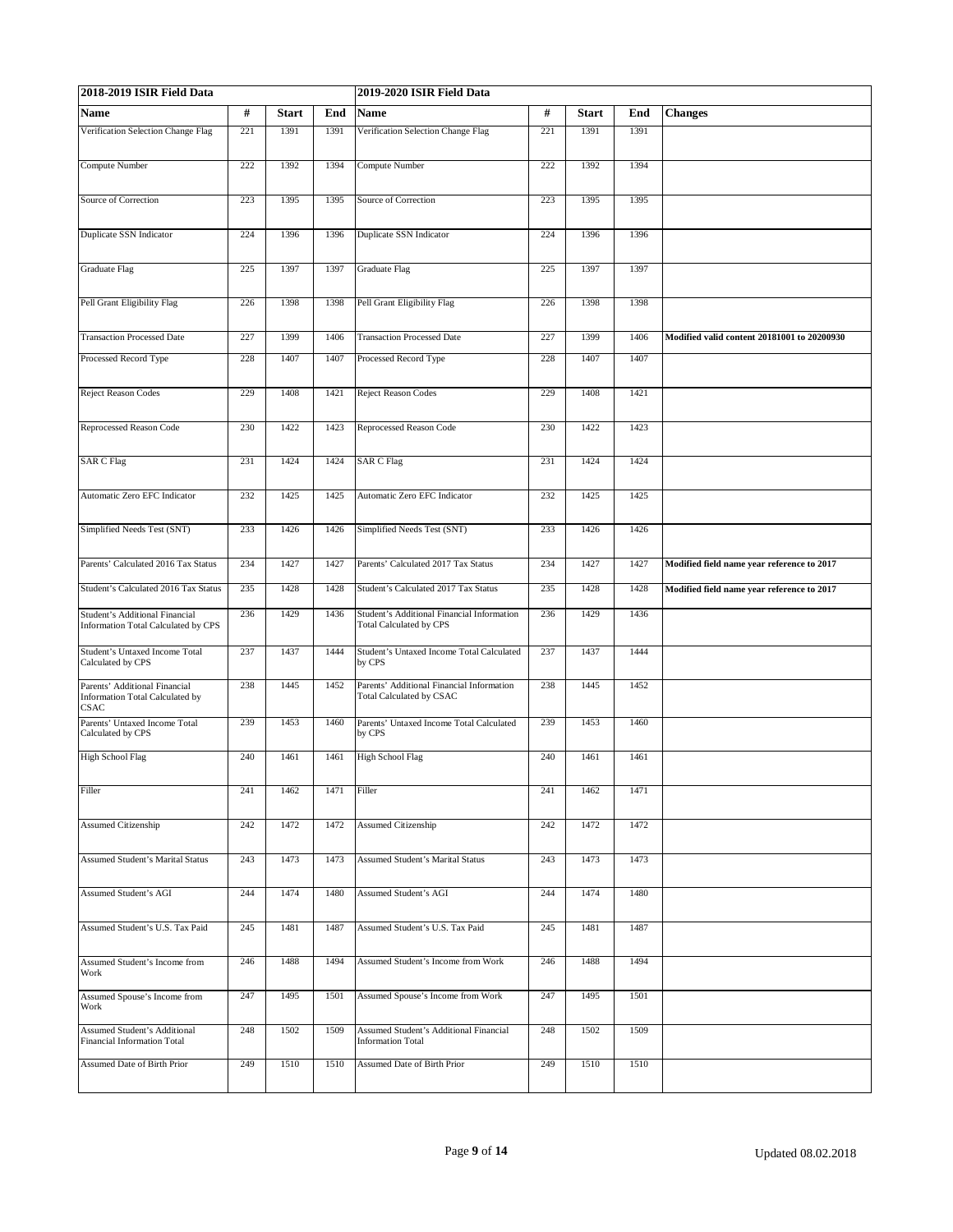| 2018-2019 ISIR Field Data | | | | 2019-2020 ISIR Field Data | | | | |
|---|---|---|---|---|---|---|---|---|
| **Name** | **#** | **Start** | **End** | **Name** | **#** | **Start** | **End** | **Changes** |
| Verification Selection Change Flag | 221 | 1391 | 1391 | Verification Selection Change Flag | 221 | 1391 | 1391 | |
| Compute Number | 222 | 1392 | 1394 | Compute Number | 222 | 1392 | 1394 | |
| Source of Correction | 223 | 1395 | 1395 | Source of Correction | 223 | 1395 | 1395 | |
| Duplicate SSN Indicator | 224 | 1396 | 1396 | Duplicate SSN Indicator | 224 | 1396 | 1396 | |
| Graduate Flag | 225 | 1397 | 1397 | Graduate Flag | 225 | 1397 | 1397 | |
| Pell Grant Eligibility Flag | 226 | 1398 | 1398 | Pell Grant Eligibility Flag | 226 | 1398 | 1398 | |
| Transaction Processed Date | 227 | 1399 | 1406 | Transaction Processed Date | 227 | 1399 | 1406 | **Modified valid content 20181001 to 20200930** |
| Processed Record Type | 228 | 1407 | 1407 | Processed Record Type | 228 | 1407 | 1407 | |
| Reject Reason Codes | 229 | 1408 | 1421 | Reject Reason Codes | 229 | 1408 | 1421 | |
| Reprocessed Reason Code | 230 | 1422 | 1423 | Reprocessed Reason Code | 230 | 1422 | 1423 | |
| SAR C Flag | 231 | 1424 | 1424 | SAR C Flag | 231 | 1424 | 1424 | |
| Automatic Zero EFC Indicator | 232 | 1425 | 1425 | Automatic Zero EFC Indicator | 232 | 1425 | 1425 | |
| Simplified Needs Test (SNT) | 233 | 1426 | 1426 | Simplified Needs Test (SNT) | 233 | 1426 | 1426 | |
| Parents' Calculated 2016 Tax Status | 234 | 1427 | 1427 | Parents' Calculated 2017 Tax Status | 234 | 1427 | 1427 | **Modified field name year reference to 2017** |
| Student's Calculated 2016 Tax Status | 235 | 1428 | 1428 | Student's Calculated 2017 Tax Status | 235 | 1428 | 1428 | **Modified field name year reference to 2017** |
| Student's Additional Financial Information Total Calculated by CPS | 236 | 1429 | 1436 | Student's Additional Financial Information Total Calculated by CPS | 236 | 1429 | 1436 | |
| Student's Untaxed Income Total Calculated by CPS | 237 | 1437 | 1444 | Student's Untaxed Income Total Calculated by CPS | 237 | 1437 | 1444 | |
| Parents' Additional Financial Information Total Calculated by CSAC | 238 | 1445 | 1452 | Parents' Additional Financial Information Total Calculated by CSAC | 238 | 1445 | 1452 | |
| Parents' Untaxed Income Total Calculated by CPS | 239 | 1453 | 1460 | Parents' Untaxed Income Total Calculated by CPS | 239 | 1453 | 1460 | |
| High School Flag | 240 | 1461 | 1461 | High School Flag | 240 | 1461 | 1461 | |
| Filler | 241 | 1462 | 1471 | Filler | 241 | 1462 | 1471 | |
| Assumed Citizenship | 242 | 1472 | 1472 | Assumed Citizenship | 242 | 1472 | 1472 | |
| Assumed Student's Marital Status | 243 | 1473 | 1473 | Assumed Student's Marital Status | 243 | 1473 | 1473 | |
| Assumed Student's AGI | 244 | 1474 | 1480 | Assumed Student's AGI | 244 | 1474 | 1480 | |
| Assumed Student's U.S. Tax Paid | 245 | 1481 | 1487 | Assumed Student's U.S. Tax Paid | 245 | 1481 | 1487 | |
| Assumed Student's Income from Work | 246 | 1488 | 1494 | Assumed Student's Income from Work | 246 | 1488 | 1494 | |
| Assumed Spouse's Income from Work | 247 | 1495 | 1501 | Assumed Spouse's Income from Work | 247 | 1495 | 1501 | |
| Assumed Student's Additional Financial Information Total | 248 | 1502 | 1509 | Assumed Student's Additional Financial Information Total | 248 | 1502 | 1509 | |
| Assumed Date of Birth Prior | 249 | 1510 | 1510 | Assumed Date of Birth Prior | 249 | 1510 | 1510 | |

Updated 08.02.2018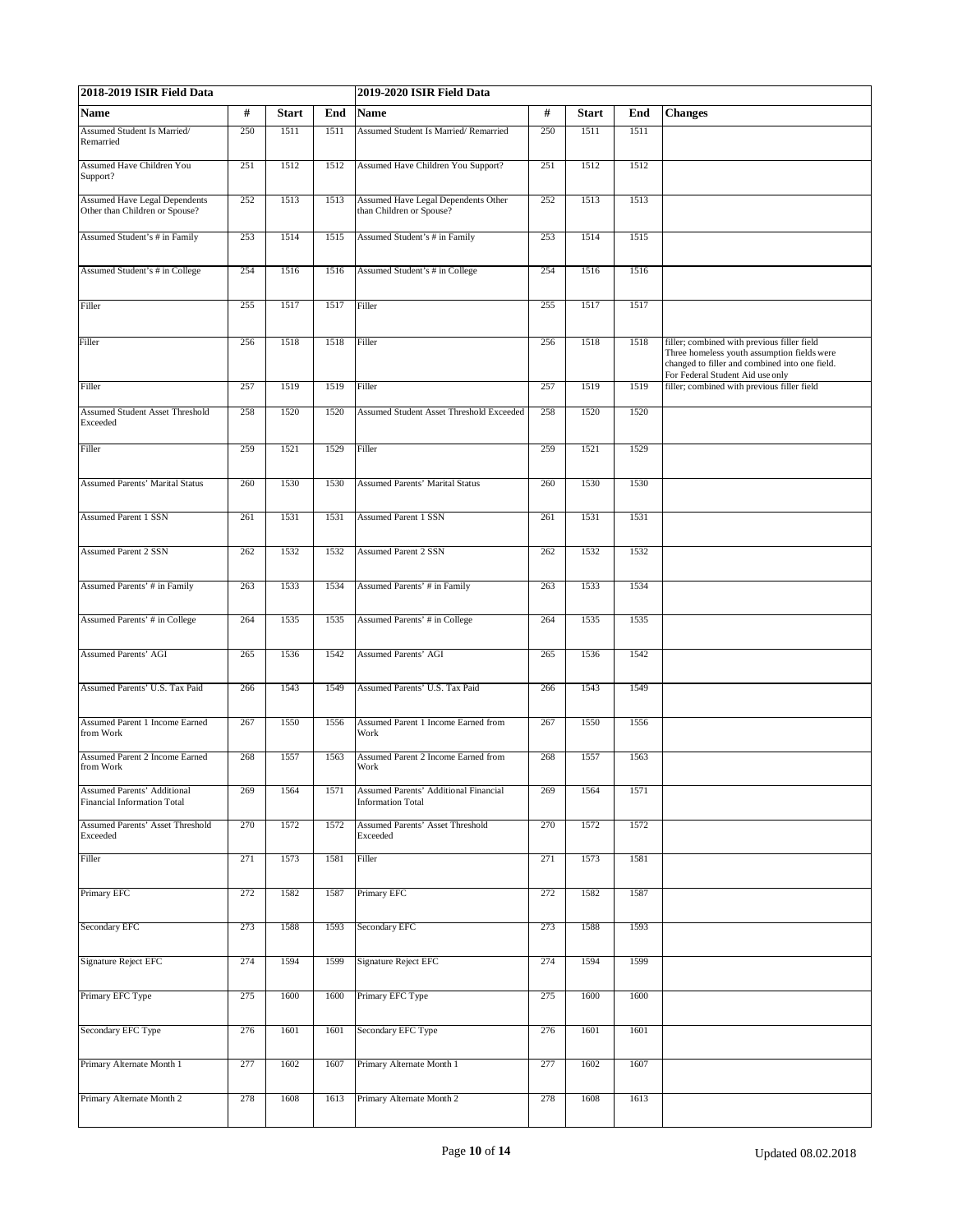| 2018-2019 ISIR Field Data | | | | 2019-2020 ISIR Field Data | | | | |
|---|---|---|---|---|---|---|---|---|
| **Name** | **#** | **Start** | **End** | **Name** | **#** | **Start** | **End** | **Changes** |
| Assumed Student Is Married/ Remarried | 250 | 1511 | 1511 | Assumed Student Is Married/ Remarried | 250 | 1511 | 1511 | |
| Assumed Have Children You Support? | 251 | 1512 | 1512 | Assumed Have Children You Support? | 251 | 1512 | 1512 | |
| Assumed Have Legal Dependents Other than Children or Spouse? | 252 | 1513 | 1513 | Assumed Have Legal Dependents Other than Children or Spouse? | 252 | 1513 | 1513 | |
| Assumed Student's # in Family | 253 | 1514 | 1515 | Assumed Student's # in Family | 253 | 1514 | 1515 | |
| Assumed Student's # in College | 254 | 1516 | 1516 | Assumed Student's # in College | 254 | 1516 | 1516 | |
| Filler | 255 | 1517 | 1517 | Filler | 255 | 1517 | 1517 | |
| Filler | 256 | 1518 | 1518 | Filler | 256 | 1518 | 1518 | filler; combined with previous filler field Three homeless youth assumption fields were changed to filler and combined into one field. For Federal Student Aid use only |
| Filler | 257 | 1519 | 1519 | Filler | 257 | 1519 | 1519 | filler; combined with previous filler field |
| Assumed Student Asset Threshold Exceeded | 258 | 1520 | 1520 | Assumed Student Asset Threshold Exceeded | 258 | 1520 | 1520 | |
| Filler | 259 | 1521 | 1529 | Filler | 259 | 1521 | 1529 | |
| Assumed Parents' Marital Status | 260 | 1530 | 1530 | Assumed Parents' Marital Status | 260 | 1530 | 1530 | |
| Assumed Parent 1 SSN | 261 | 1531 | 1531 | Assumed Parent 1 SSN | 261 | 1531 | 1531 | |
| Assumed Parent 2 SSN | 262 | 1532 | 1532 | Assumed Parent 2 SSN | 262 | 1532 | 1532 | |
| Assumed Parents' # in Family | 263 | 1533 | 1534 | Assumed Parents' # in Family | 263 | 1533 | 1534 | |
| Assumed Parents' # in College | 264 | 1535 | 1535 | Assumed Parents' # in College | 264 | 1535 | 1535 | |
| Assumed Parents' AGI | 265 | 1536 | 1542 | Assumed Parents' AGI | 265 | 1536 | 1542 | |
| Assumed Parents' U.S. Tax Paid | 266 | 1543 | 1549 | Assumed Parents' U.S. Tax Paid | 266 | 1543 | 1549 | |
| Assumed Parent 1 Income Earned from Work | 267 | 1550 | 1556 | Assumed Parent 1 Income Earned from Work | 267 | 1550 | 1556 | |
| Assumed Parent 2 Income Earned from Work | 268 | 1557 | 1563 | Assumed Parent 2 Income Earned from Work | 268 | 1557 | 1563 | |
| Assumed Parents' Additional Financial Information Total | 269 | 1564 | 1571 | Assumed Parents' Additional Financial Information Total | 269 | 1564 | 1571 | |
| Assumed Parents' Asset Threshold Exceeded | 270 | 1572 | 1572 | Assumed Parents' Asset Threshold Exceeded | 270 | 1572 | 1572 | |
| Filler | 271 | 1573 | 1581 | Filler | 271 | 1573 | 1581 | |
| Primary EFC | 272 | 1582 | 1587 | Primary EFC | 272 | 1582 | 1587 | |
| Secondary EFC | 273 | 1588 | 1593 | Secondary EFC | 273 | 1588 | 1593 | |
| Signature Reject EFC | 274 | 1594 | 1599 | Signature Reject EFC | 274 | 1594 | 1599 | |
| Primary EFC Type | 275 | 1600 | 1600 | Primary EFC Type | 275 | 1600 | 1600 | |
| Secondary EFC Type | 276 | 1601 | 1601 | Secondary EFC Type | 276 | 1601 | 1601 | |
| Primary Alternate Month 1 | 277 | 1602 | 1607 | Primary Alternate Month 1 | 277 | 1602 | 1607 | |
| Primary Alternate Month 2 | 278 | 1608 | 1613 | Primary Alternate Month 2 | 278 | 1608 | 1613 | |

Updated 08.02.2018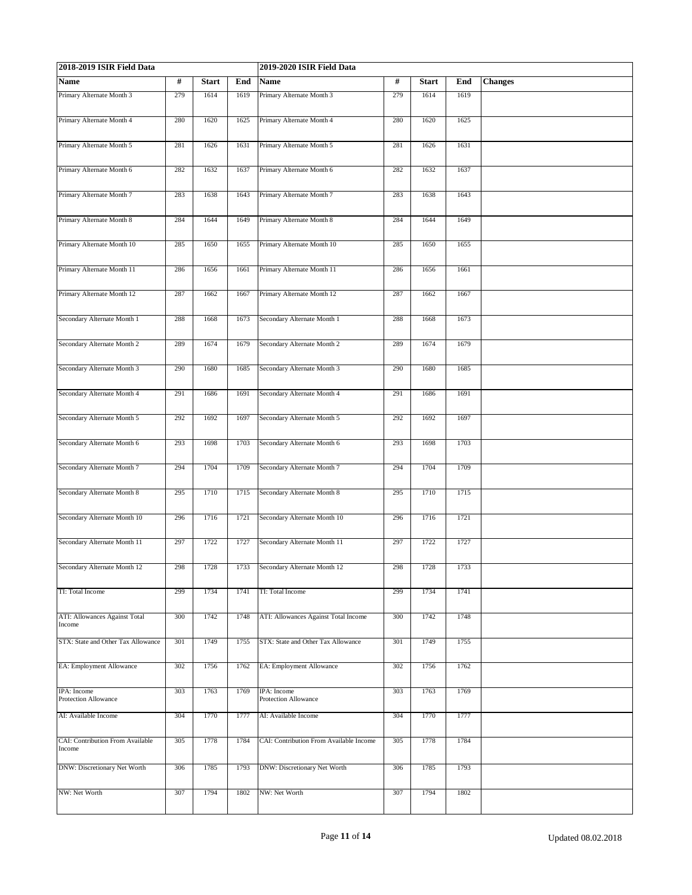| 2018-2019 ISIR Field Data | | | | 2019-2020 ISIR Field Data | | | | |
|---|---|---|---|---|---|---|---|---|
| **Name** | **#** | **Start** | **End** | **Name** | **#** | **Start** | **End** | **Changes** |
| Primary Alternate Month 3 | 279 | 1614 | 1619 | Primary Alternate Month 3 | 279 | 1614 | 1619 | |
| Primary Alternate Month 4 | 280 | 1620 | 1625 | Primary Alternate Month 4 | 280 | 1620 | 1625 | |
| Primary Alternate Month 5 | 281 | 1626 | 1631 | Primary Alternate Month 5 | 281 | 1626 | 1631 | |
| Primary Alternate Month 6 | 282 | 1632 | 1637 | Primary Alternate Month 6 | 282 | 1632 | 1637 | |
| Primary Alternate Month 7 | 283 | 1638 | 1643 | Primary Alternate Month 7 | 283 | 1638 | 1643 | |
| Primary Alternate Month 8 | 284 | 1644 | 1649 | Primary Alternate Month 8 | 284 | 1644 | 1649 | |
| Primary Alternate Month 10 | 285 | 1650 | 1655 | Primary Alternate Month 10 | 285 | 1650 | 1655 | |
| Primary Alternate Month 11 | 286 | 1656 | 1661 | Primary Alternate Month 11 | 286 | 1656 | 1661 | |
| Primary Alternate Month 12 | 287 | 1662 | 1667 | Primary Alternate Month 12 | 287 | 1662 | 1667 | |
| Secondary Alternate Month 1 | 288 | 1668 | 1673 | Secondary Alternate Month 1 | 288 | 1668 | 1673 | |
| Secondary Alternate Month 2 | 289 | 1674 | 1679 | Secondary Alternate Month 2 | 289 | 1674 | 1679 | |
| Secondary Alternate Month 3 | 290 | 1680 | 1685 | Secondary Alternate Month 3 | 290 | 1680 | 1685 | |
| Secondary Alternate Month 4 | 291 | 1686 | 1691 | Secondary Alternate Month 4 | 291 | 1686 | 1691 | |
| Secondary Alternate Month 5 | 292 | 1692 | 1697 | Secondary Alternate Month 5 | 292 | 1692 | 1697 | |
| Secondary Alternate Month 6 | 293 | 1698 | 1703 | Secondary Alternate Month 6 | 293 | 1698 | 1703 | |
| Secondary Alternate Month 7 | 294 | 1704 | 1709 | Secondary Alternate Month 7 | 294 | 1704 | 1709 | |
| Secondary Alternate Month 8 | 295 | 1710 | 1715 | Secondary Alternate Month 8 | 295 | 1710 | 1715 | |
| Secondary Alternate Month 10 | 296 | 1716 | 1721 | Secondary Alternate Month 10 | 296 | 1716 | 1721 | |
| Secondary Alternate Month 11 | 297 | 1722 | 1727 | Secondary Alternate Month 11 | 297 | 1722 | 1727 | |
| Secondary Alternate Month 12 | 298 | 1728 | 1733 | Secondary Alternate Month 12 | 298 | 1728 | 1733 | |
| TI: Total Income | 299 | 1734 | 1741 | TI: Total Income | 299 | 1734 | 1741 | |
| ATI: Allowances Against Total Income | 300 | 1742 | 1748 | ATI: Allowances Against Total Income | 300 | 1742 | 1748 | |
| STX: State and Other Tax Allowance | 301 | 1749 | 1755 | STX: State and Other Tax Allowance | 301 | 1749 | 1755 | |
| EA: Employment Allowance | 302 | 1756 | 1762 | EA: Employment Allowance | 302 | 1756 | 1762 | |
| IPA: Income Protection Allowance | 303 | 1763 | 1769 | IPA: Income Protection Allowance | 303 | 1763 | 1769 | |
| AI: Available Income | 304 | 1770 | 1777 | AI: Available Income | 304 | 1770 | 1777 | |
| CAI: Contribution From Available Income | 305 | 1778 | 1784 | CAI: Contribution From Available Income | 305 | 1778 | 1784 | |
| DNW: Discretionary Net Worth | 306 | 1785 | 1793 | DNW: Discretionary Net Worth | 306 | 1785 | 1793 | |
| NW: Net Worth | 307 | 1794 | 1802 | NW: Net Worth | 307 | 1794 | 1802 | |

Updated 08.02.2018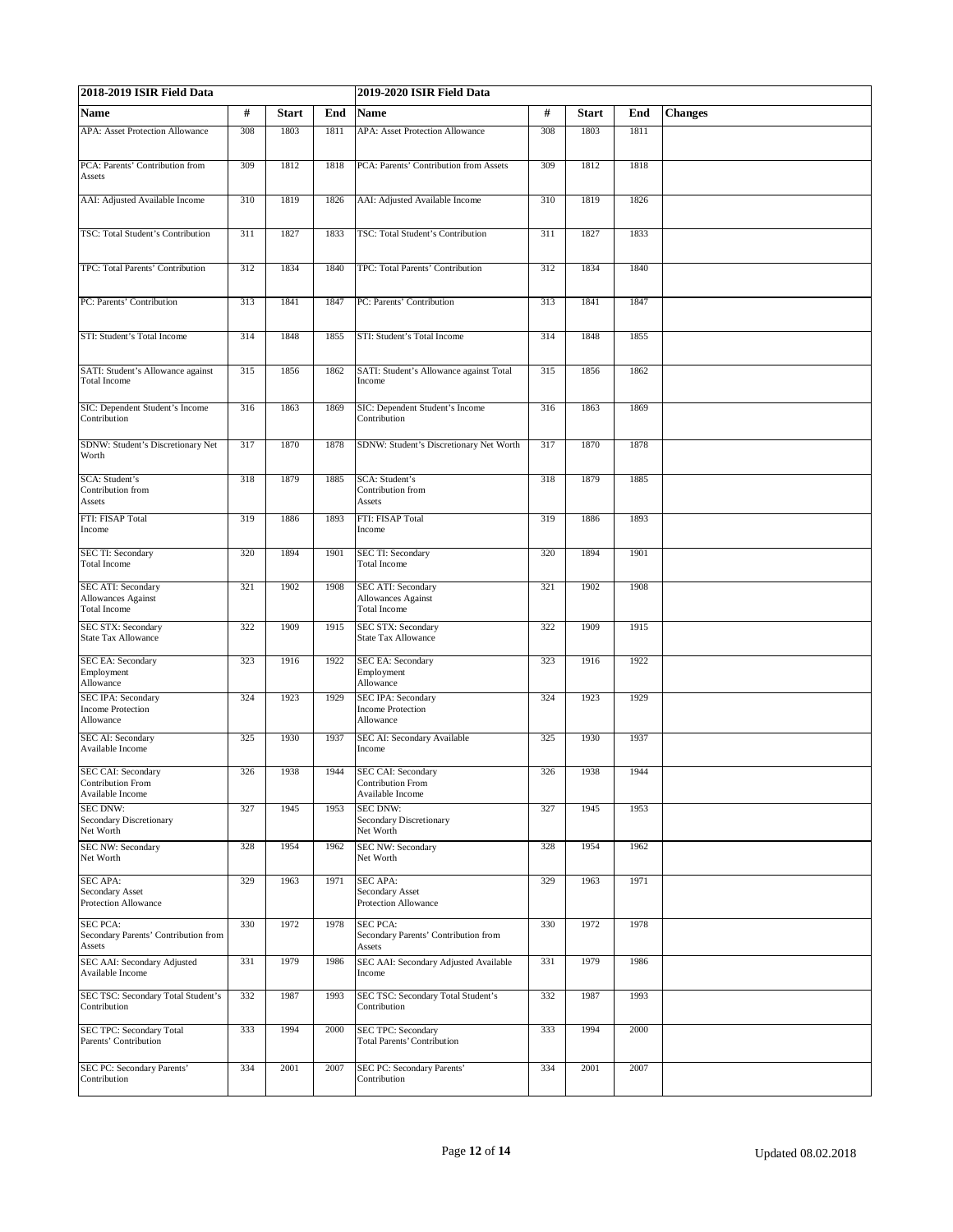| 2018-2019 ISIR Field Data | | | | 2019-2020 ISIR Field Data | | | | |
|---|---|---|---|---|---|---|---|---|
| **Name** | **#** | **Start** | **End** | **Name** | **#** | **Start** | **End** | **Changes** |
| APA: Asset Protection Allowance | 308 | 1803 | 1811 | APA: Asset Protection Allowance | 308 | 1803 | 1811 | |
| PCA: Parents' Contribution from Assets | 309 | 1812 | 1818 | PCA: Parents' Contribution from Assets | 309 | 1812 | 1818 | |
| AAI: Adjusted Available Income | 310 | 1819 | 1826 | AAI: Adjusted Available Income | 310 | 1819 | 1826 | |
| TSC: Total Student's Contribution | 311 | 1827 | 1833 | TSC: Total Student's Contribution | 311 | 1827 | 1833 | |
| TPC: Total Parents' Contribution | 312 | 1834 | 1840 | TPC: Total Parents' Contribution | 312 | 1834 | 1840 | |
| PC: Parents' Contribution | 313 | 1841 | 1847 | PC: Parents' Contribution | 313 | 1841 | 1847 | |
| STI: Student's Total Income | 314 | 1848 | 1855 | STI: Student's Total Income | 314 | 1848 | 1855 | |
| SATI: Student's Allowance against Total Income | 315 | 1856 | 1862 | SATI: Student's Allowance against Total Income | 315 | 1856 | 1862 | |
| SIC: Dependent Student's Income Contribution | 316 | 1863 | 1869 | SIC: Dependent Student's Income Contribution | 316 | 1863 | 1869 | |
| SDNW: Student's Discretionary Net Worth | 317 | 1870 | 1878 | SDNW: Student's Discretionary Net Worth | 317 | 1870 | 1878 | |
| SCA: Student's Contribution from Assets | 318 | 1879 | 1885 | SCA: Student's Contribution from Assets | 318 | 1879 | 1885 | |
| FTI: FISAP Total Income | 319 | 1886 | 1893 | FTI: FISAP Total Income | 319 | 1886 | 1893 | |
| SEC TI: Secondary Total Income | 320 | 1894 | 1901 | SEC TI: Secondary Total Income | 320 | 1894 | 1901 | |
| SEC ATI: Secondary Allowances Against Total Income | 321 | 1902 | 1908 | SEC ATI: Secondary Allowances Against Total Income | 321 | 1902 | 1908 | |
| SEC STX: Secondary State Tax Allowance | 322 | 1909 | 1915 | SEC STX: Secondary State Tax Allowance | 322 | 1909 | 1915 | |
| SEC EA: Secondary Employment Allowance | 323 | 1916 | 1922 | SEC EA: Secondary Employment Allowance | 323 | 1916 | 1922 | |
| SEC IPA: Secondary Income Protection Allowance | 324 | 1923 | 1929 | SEC IPA: Secondary Income Protection Allowance | 324 | 1923 | 1929 | |
| SEC AI: Secondary Available Income | 325 | 1930 | 1937 | SEC AI: Secondary Available Income | 325 | 1930 | 1937 | |
| SEC CAI: Secondary Contribution From Available Income | 326 | 1938 | 1944 | SEC CAI: Secondary Contribution From Available Income | 326 | 1938 | 1944 | |
| SEC DNW: Secondary Discretionary Net Worth | 327 | 1945 | 1953 | SEC DNW: Secondary Discretionary Net Worth | 327 | 1945 | 1953 | |
| SEC NW: Secondary Net Worth | 328 | 1954 | 1962 | SEC NW: Secondary Net Worth | 328 | 1954 | 1962 | |
| SEC APA: Secondary Asset Protection Allowance | 329 | 1963 | 1971 | SEC APA: Secondary Asset Protection Allowance | 329 | 1963 | 1971 | |
| SEC PCA: Secondary Parents' Contribution from Assets | 330 | 1972 | 1978 | SEC PCA: Secondary Parents' Contribution from Assets | 330 | 1972 | 1978 | |
| SEC AAI: Secondary Adjusted Available Income | 331 | 1979 | 1986 | SEC AAI: Secondary Adjusted Available Income | 331 | 1979 | 1986 | |
| SEC TSC: Secondary Total Student's Contribution | 332 | 1987 | 1993 | SEC TSC: Secondary Total Student's Contribution | 332 | 1987 | 1993 | |
| SEC TPC: Secondary Total Parents' Contribution | 333 | 1994 | 2000 | SEC TPC: Secondary Total Parents' Contribution | 333 | 1994 | 2000 | |
| SEC PC: Secondary Parents' Contribution | 334 | 2001 | 2007 | SEC PC: Secondary Parents' Contribution | 334 | 2001 | 2007 | |

Updated 08.02.2018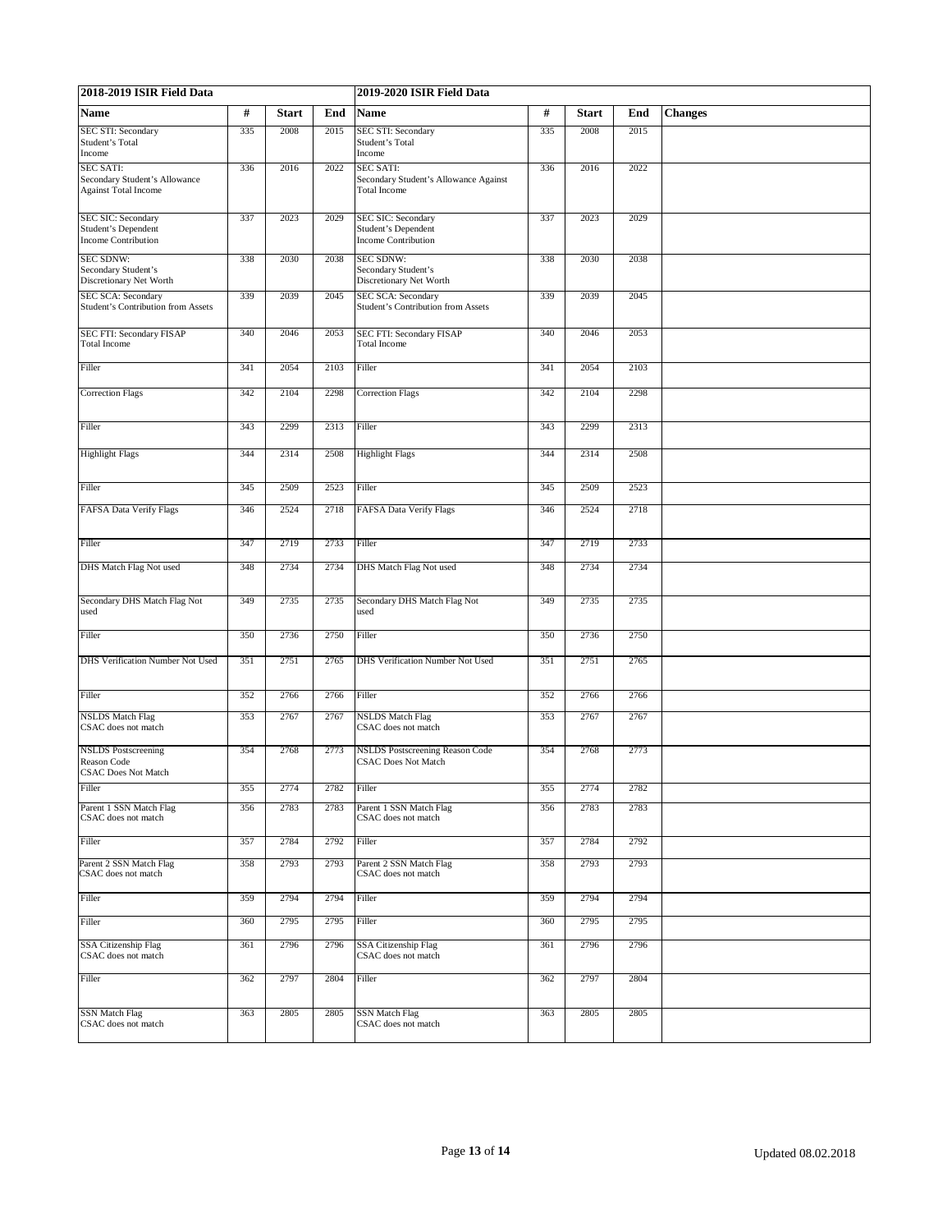| 2018-2019 ISIR Field Data | | | | 2019-2020 ISIR Field Data | | | | |
|---|---|---|---|---|---|---|---|---|
| **Name** | **#** | **Start** | **End** | **Name** | **#** | **Start** | **End** | **Changes** |
| SEC STI: Secondary Student's Total Income | 335 | 2008 | 2015 | SEC STI: Secondary Student's Total Income | 335 | 2008 | 2015 | |
| SEC SATI: Secondary Student's Allowance Against Total Income | 336 | 2016 | 2022 | SEC SATI: Secondary Student's Allowance Against Total Income | 336 | 2016 | 2022 | |
| SEC SIC: Secondary Student's Dependent Income Contribution | 337 | 2023 | 2029 | SEC SIC: Secondary Student's Dependent Income Contribution | 337 | 2023 | 2029 | |
| SEC SDNW: Secondary Student's Discretionary Net Worth | 338 | 2030 | 2038 | SEC SDNW: Secondary Student's Discretionary Net Worth | 338 | 2030 | 2038 | |
| SEC SCA: Secondary Student's Contribution from Assets | 339 | 2039 | 2045 | SEC SCA: Secondary Student's Contribution from Assets | 339 | 2039 | 2045 | |
| SEC FTI: Secondary FISAP Total Income | 340 | 2046 | 2053 | SEC FTI: Secondary FISAP Total Income | 340 | 2046 | 2053 | |
| Filler | 341 | 2054 | 2103 | Filler | 341 | 2054 | 2103 | |
| Correction Flags | 342 | 2104 | 2298 | Correction Flags | 342 | 2104 | 2298 | |
| Filler | 343 | 2299 | 2313 | Filler | 343 | 2299 | 2313 | |
| Highlight Flags | 344 | 2314 | 2508 | Highlight Flags | 344 | 2314 | 2508 | |
| Filler | 345 | 2509 | 2523 | Filler | 345 | 2509 | 2523 | |
| FAFSA Data Verify Flags | 346 | 2524 | 2718 | FAFSA Data Verify Flags | 346 | 2524 | 2718 | |
| Filler | 347 | 2719 | 2733 | Filler | 347 | 2719 | 2733 | |
| DHS Match Flag Not used | 348 | 2734 | 2734 | DHS Match Flag Not used | 348 | 2734 | 2734 | |
| Secondary DHS Match Flag Not used | 349 | 2735 | 2735 | Secondary DHS Match Flag Not used | 349 | 2735 | 2735 | |
| Filler | 350 | 2736 | 2750 | Filler | 350 | 2736 | 2750 | |
| DHS Verification Number Not Used | 351 | 2751 | 2765 | DHS Verification Number Not Used | 351 | 2751 | 2765 | |
| Filler | 352 | 2766 | 2766 | Filler | 352 | 2766 | 2766 | |
| NSLDS Match Flag CSAC does not match | 353 | 2767 | 2767 | NSLDS Match Flag CSAC does not match | 353 | 2767 | 2767 | |
| NSLDS Postscreening Reason Code CSAC Does Not Match | 354 | 2768 | 2773 | NSLDS Postscreening Reason Code CSAC Does Not Match | 354 | 2768 | 2773 | |
| Filler | 355 | 2774 | 2782 | Filler | 355 | 2774 | 2782 | |
| Parent 1 SSN Match Flag CSAC does not match | 356 | 2783 | 2783 | Parent 1 SSN Match Flag CSAC does not match | 356 | 2783 | 2783 | |
| Filler | 357 | 2784 | 2792 | Filler | 357 | 2784 | 2792 | |
| Parent 2 SSN Match Flag CSAC does not match | 358 | 2793 | 2793 | Parent 2 SSN Match Flag CSAC does not match | 358 | 2793 | 2793 | |
| Filler | 359 | 2794 | 2794 | Filler | 359 | 2794 | 2794 | |
| Filler | 360 | 2795 | 2795 | Filler | 360 | 2795 | 2795 | |
| SSA Citizenship Flag CSAC does not match | 361 | 2796 | 2796 | SSA Citizenship Flag CSAC does not match | 361 | 2796 | 2796 | |
| Filler | 362 | 2797 | 2804 | Filler | 362 | 2797 | 2804 | |
| SSN Match Flag CSAC does not match | 363 | 2805 | 2805 | SSN Match Flag CSAC does not match | 363 | 2805 | 2805 | |

Updated 08.02.2018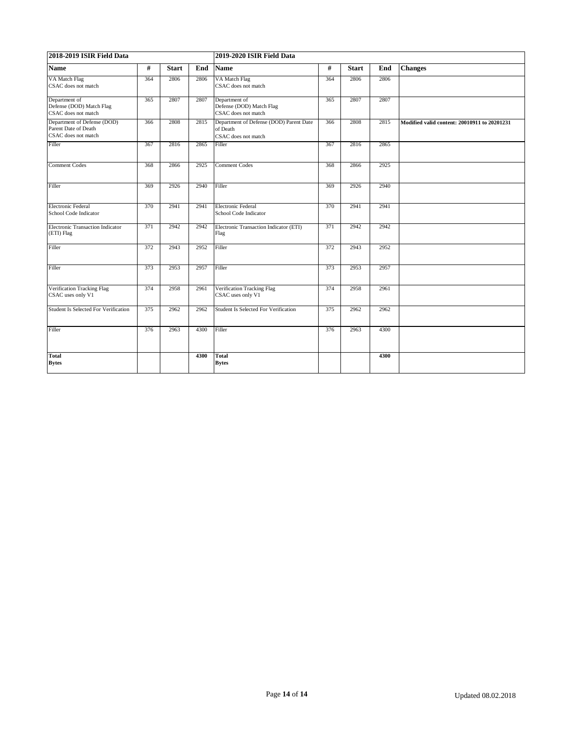| 2018-2019 ISIR Field Data | | | | 2019-2020 ISIR Field Data | | | | |
|---|---|---|---|---|---|---|---|---|
| **Name** | **#** | **Start** | **End** | **Name** | **#** | **Start** | **End** | **Changes** |
| VA Match Flag<br>CSAC does not match | 364 | 2806 | 2806 | VA Match Flag<br>CSAC does not match | 364 | 2806 | 2806 | |
| Department of Defense (DOD) Match Flag<br>CSAC does not match | 365 | 2807 | 2807 | Department of Defense (DOD) Match Flag<br>CSAC does not match | 365 | 2807 | 2807 | |
| Department of Defense (DOD) Parent Date of Death<br>CSAC does not match | 366 | 2808 | 2815 | Department of Defense (DOD) Parent Date of Death<br>CSAC does not match | 366 | 2808 | 2815 | **Modified valid content: 20010911 to 20201231** |
| Filler | 367 | 2816 | 2865 | Filler | 367 | 2816 | 2865 | |
| Comment Codes | 368 | 2866 | 2925 | Comment Codes | 368 | 2866 | 2925 | |
| Filler | 369 | 2926 | 2940 | Filler | 369 | 2926 | 2940 | |
| Electronic Federal School Code Indicator | 370 | 2941 | 2941 | Electronic Federal School Code Indicator | 370 | 2941 | 2941 | |
| Electronic Transaction Indicator (ETI) Flag | 371 | 2942 | 2942 | Electronic Transaction Indicator (ETI) Flag | 371 | 2942 | 2942 | |
| Filler | 372 | 2943 | 2952 | Filler | 372 | 2943 | 2952 | |
| Filler | 373 | 2953 | 2957 | Filler | 373 | 2953 | 2957 | |
| Verification Tracking Flag<br>CSAC uses only V1 | 374 | 2958 | 2961 | Verification Tracking Flag<br>CSAC uses only V1 | 374 | 2958 | 2961 | |
| Student Is Selected For Verification | 375 | 2962 | 2962 | Student Is Selected For Verification | 375 | 2962 | 2962 | |
| Filler | 376 | 2963 | 4300 | Filler | 376 | 2963 | 4300 | |
| **Total Bytes** | | | **4300** | **Total Bytes** | | | **4300** | |

Updated 08.02.2018